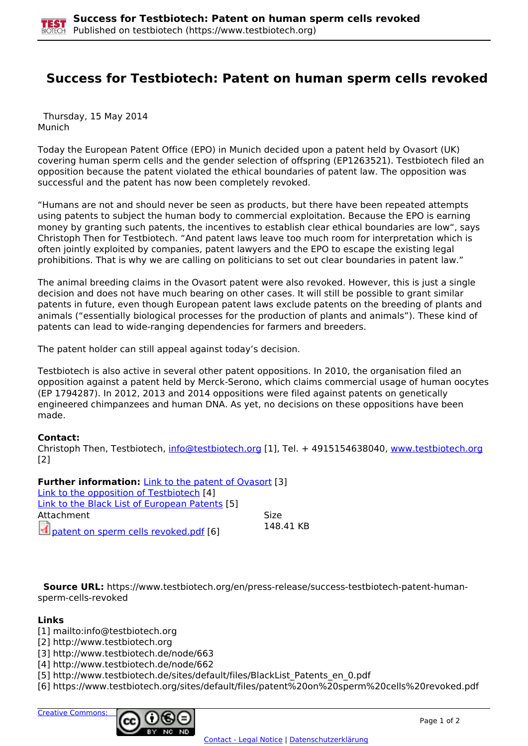# Success for Testbiotech: Patent on human sperm cells revoked

Thursday, 15 May 2014
Munich

Today the European Patent Office (EPO) in Munich decided upon a patent held by Ovasort (UK) covering human sperm cells and the gender selection of offspring (EP1263521). Testbiotech filed an opposition because the patent violated the ethical boundaries of patent law. The opposition was successful and the patent has now been completely revoked.

“Humans are not and should never be seen as products, but there have been repeated attempts using patents to subject the human body to commercial exploitation. Because the EPO is earning money by granting such patents, the incentives to establish clear ethical boundaries are low“, says Christoph Then for Testbiotech. “And patent laws leave too much room for interpretation which is often jointly exploited by companies, patent lawyers and the EPO to escape the existing legal prohibitions. That is why we are calling on politicians to set out clear boundaries in patent law.”

The animal breeding claims in the Ovasort patent were also revoked. However, this is just a single decision and does not have much bearing on other cases. It will still be possible to grant similar patents in future, even though European patent laws exclude patents on the breeding of plants and animals (“essentially biological processes for the production of plants and animals”). These kind of patents can lead to wide-ranging dependencies for farmers and breeders.

The patent holder can still appeal against today’s decision.

Testbiotech is also active in several other patent oppositions. In 2010, the organisation filed an opposition against a patent held by Merck-Serono, which claims commercial usage of human oocytes (EP 1794287). In 2012, 2013 and 2014 oppositions were filed against patents on genetically engineered chimpanzees and human DNA. As yet, no decisions on these oppositions have been made.

**Contact:**
Christoph Then, Testbiotech, info@testbiotech.org [1], Tel. + 4915154638040, www.testbiotech.org [2]

**Further information:** Link to the patent of Ovasort [3]
Link to the opposition of Testbiotech [4]
Link to the Black List of European Patents [5]

| Attachment | Size |
|---|---|
| patent on sperm cells revoked.pdf [6] | 148.41 KB |

**Source URL:** https://www.testbiotech.org/en/press-release/success-testbiotech-patent-human-sperm-cells-revoked

**Links**
[1] mailto:info@testbiotech.org
[2] http://www.testbiotech.org
[3] http://www.testbiotech.de/node/663
[4] http://www.testbiotech.de/node/662
[5] http://www.testbiotech.de/sites/default/files/BlackList_Patents_en_0.pdf
[6] https://www.testbiotech.org/sites/default/files/patent%20on%20sperm%20cells%20revoked.pdf